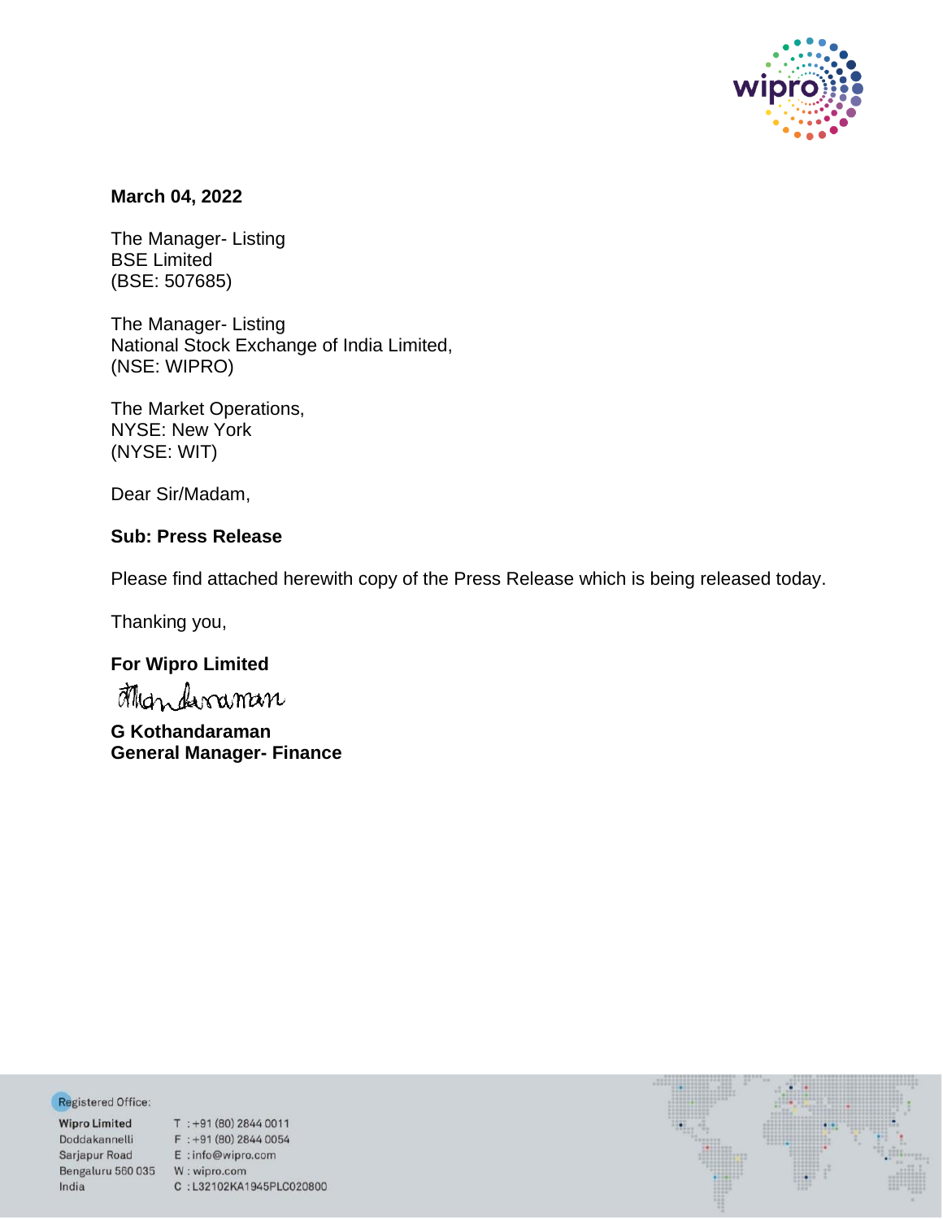**March 04, 2022**

The Manager- Listing
BSE Limited
(BSE: 507685)

The Manager- Listing
National Stock Exchange of India Limited,
(NSE: WIPRO)

The Market Operations,
NYSE: New York
(NYSE: WIT)

Dear Sir/Madam,

**Sub: Press Release**

Please find attached herewith copy of the Press Release which is being released today.

Thanking you,

**For Wipro Limited**

**G Kothandaraman**
**General Manager- Finance**

Registered Office:

**Wipro Limited**
Doddakannelli
Sarjapur Road
Bengaluru 560 035
India

T : +91 (80) 2844 0011
F : +91 (80) 2844 0054
E : info@wipro.com
W : wipro.com
C : L32102KA1945PLC020800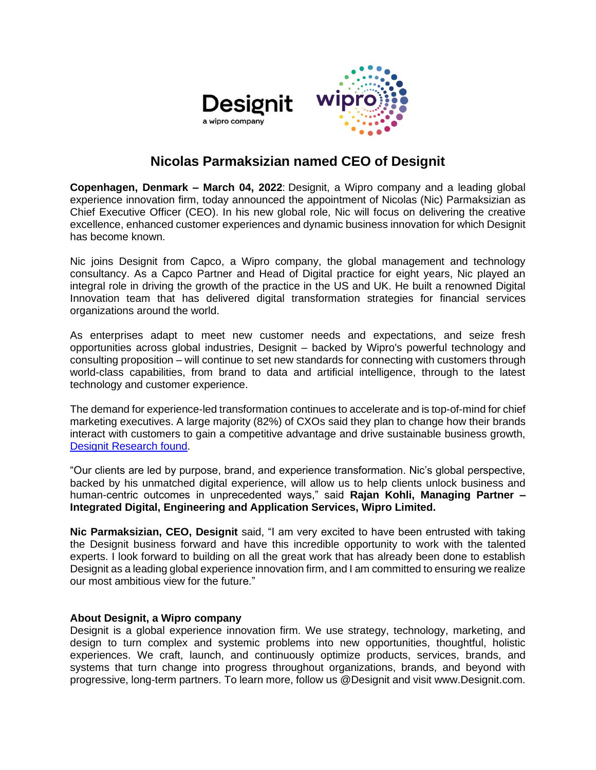# Nicolas Parmaksizian named CEO of Designit

**Copenhagen, Denmark – March 04, 2022**: Designit, a Wipro company and a leading global experience innovation firm, today announced the appointment of Nicolas (Nic) Parmaksizian as Chief Executive Officer (CEO). In his new global role, Nic will focus on delivering the creative excellence, enhanced customer experiences and dynamic business innovation for which Designit has become known.

Nic joins Designit from Capco, a Wipro company, the global management and technology consultancy. As a Capco Partner and Head of Digital practice for eight years, Nic played an integral role in driving the growth of the practice in the US and UK. He built a renowned Digital Innovation team that has delivered digital transformation strategies for financial services organizations around the world.

As enterprises adapt to meet new customer needs and expectations, and seize fresh opportunities across global industries, Designit – backed by Wipro's powerful technology and consulting proposition – will continue to set new standards for connecting with customers through world-class capabilities, from brand to data and artificial intelligence, through to the latest technology and customer experience.

The demand for experience-led transformation continues to accelerate and is top-of-mind for chief marketing executives. A large majority (82%) of CXOs said they plan to change how their brands interact with customers to gain a competitive advantage and drive sustainable business growth, Designit Research found.

"Our clients are led by purpose, brand, and experience transformation. Nic's global perspective, backed by his unmatched digital experience, will allow us to help clients unlock business and human-centric outcomes in unprecedented ways," said **Rajan Kohli, Managing Partner – Integrated Digital, Engineering and Application Services, Wipro Limited.**

**Nic Parmaksizian, CEO, Designit** said, "I am very excited to have been entrusted with taking the Designit business forward and have this incredible opportunity to work with the talented experts. I look forward to building on all the great work that has already been done to establish Designit as a leading global experience innovation firm, and I am committed to ensuring we realize our most ambitious view for the future."

**About Designit, a Wipro company**

Designit is a global experience innovation firm. We use strategy, technology, marketing, and design to turn complex and systemic problems into new opportunities, thoughtful, holistic experiences. We craft, launch, and continuously optimize products, services, brands, and systems that turn change into progress throughout organizations, brands, and beyond with progressive, long-term partners. To learn more, follow us @Designit and visit www.Designit.com.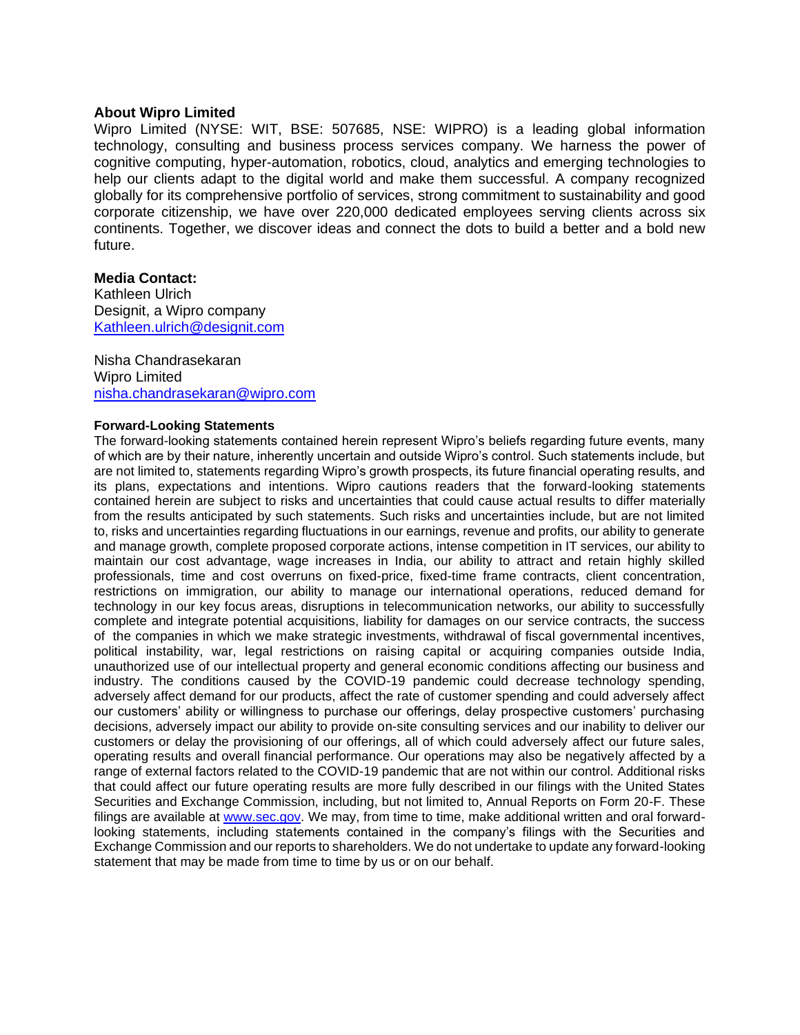**About Wipro Limited**

Wipro Limited (NYSE: WIT, BSE: 507685, NSE: WIPRO) is a leading global information technology, consulting and business process services company. We harness the power of cognitive computing, hyper-automation, robotics, cloud, analytics and emerging technologies to help our clients adapt to the digital world and make them successful. A company recognized globally for its comprehensive portfolio of services, strong commitment to sustainability and good corporate citizenship, we have over 220,000 dedicated employees serving clients across six continents. Together, we discover ideas and connect the dots to build a better and a bold new future.

**Media Contact:**

Kathleen Ulrich
Designit, a Wipro company
[Kathleen.ulrich@designit.com](mailto:Kathleen.ulrich@designit.com)

Nisha Chandrasekaran
Wipro Limited
[nisha.chandrasekaran@wipro.com](mailto:nisha.chandrasekaran@wipro.com)

**Forward-Looking Statements**

The forward-looking statements contained herein represent Wipro's beliefs regarding future events, many of which are by their nature, inherently uncertain and outside Wipro's control. Such statements include, but are not limited to, statements regarding Wipro's growth prospects, its future financial operating results, and its plans, expectations and intentions. Wipro cautions readers that the forward-looking statements contained herein are subject to risks and uncertainties that could cause actual results to differ materially from the results anticipated by such statements. Such risks and uncertainties include, but are not limited to, risks and uncertainties regarding fluctuations in our earnings, revenue and profits, our ability to generate and manage growth, complete proposed corporate actions, intense competition in IT services, our ability to maintain our cost advantage, wage increases in India, our ability to attract and retain highly skilled professionals, time and cost overruns on fixed-price, fixed-time frame contracts, client concentration, restrictions on immigration, our ability to manage our international operations, reduced demand for technology in our key focus areas, disruptions in telecommunication networks, our ability to successfully complete and integrate potential acquisitions, liability for damages on our service contracts, the success of the companies in which we make strategic investments, withdrawal of fiscal governmental incentives, political instability, war, legal restrictions on raising capital or acquiring companies outside India, unauthorized use of our intellectual property and general economic conditions affecting our business and industry. The conditions caused by the COVID-19 pandemic could decrease technology spending, adversely affect demand for our products, affect the rate of customer spending and could adversely affect our customers' ability or willingness to purchase our offerings, delay prospective customers' purchasing decisions, adversely impact our ability to provide on-site consulting services and our inability to deliver our customers or delay the provisioning of our offerings, all of which could adversely affect our future sales, operating results and overall financial performance. Our operations may also be negatively affected by a range of external factors related to the COVID-19 pandemic that are not within our control. Additional risks that could affect our future operating results are more fully described in our filings with the United States Securities and Exchange Commission, including, but not limited to, Annual Reports on Form 20-F. These filings are available at [www.sec.gov](http://www.sec.gov). We may, from time to time, make additional written and oral forward-looking statements, including statements contained in the company's filings with the Securities and Exchange Commission and our reports to shareholders. We do not undertake to update any forward-looking statement that may be made from time to time by us or on our behalf.